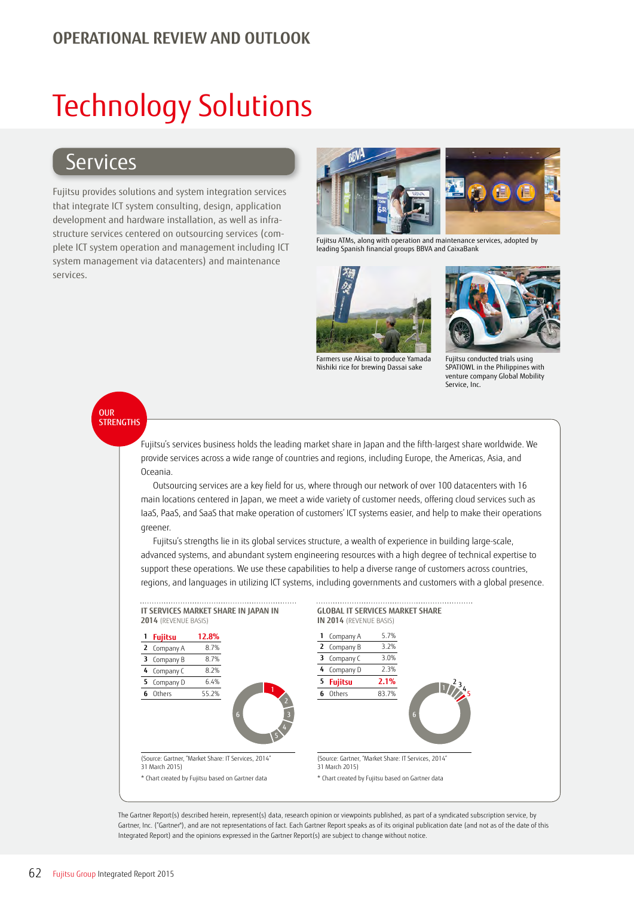# OPERATIONAL REVIEW AND OUTLOOK

# Technology Solutions

## Services

Fujitsu provides solutions and system integration services that integrate ICT system consulting, design, application development and hardware installation, as well as infrastructure services centered on outsourcing services (complete ICT system operation and management including ICT system management via datacenters) and maintenance services.

Fujitsu ATMs, along with operation and maintenance services, adopted by leading Spanish financial groups BBVA and CaixaBank

Farmers use Akisai to produce Yamada Nishiki rice for brewing Dassai sake

Fujitsu conducted trials using SPATIOWL in the Philippines with venture company Global Mobility Service, Inc.

### OUR STRENGTHS

Fujitsu's services business holds the leading market share in Japan and the fifth-largest share worldwide. We provide services across a wide range of countries and regions, including Europe, the Americas, Asia, and Oceania.

Outsourcing services are a key field for us, where through our network of over 100 datacenters with 16 main locations centered in Japan, we meet a wide variety of customer needs, offering cloud services such as IaaS, PaaS, and SaaS that make operation of customers' ICT systems easier, and help to make their operations greener.

Fujitsu's strengths lie in its global services structure, a wealth of experience in building large-scale, advanced systems, and abundant system engineering resources with a high degree of technical expertise to support these operations. We use these capabilities to help a diverse range of customers across countries, regions, and languages in utilizing ICT systems, including governments and customers with a global presence.

**IT SERVICES MARKET SHARE IN JAPAN IN 2014** (REVENUE BASIS)

| | Company | Share |
|---|---|---|
| 1 | **Fujitsu** | **12.8%** |
| 2 | Company A | 8.7% |
| 3 | Company B | 8.7% |
| 4 | Company C | 8.2% |
| 5 | Company D | 6.4% |
| 6 | Others | 55.2% |

(Source: Gartner, "Market Share: IT Services, 2014" 31 March 2015)

* Chart created by Fujitsu based on Gartner data

**GLOBAL IT SERVICES MARKET SHARE IN 2014** (REVENUE BASIS)

| | Company | Share |
|---|---|---|
| 1 | Company A | 5.7% |
| 2 | Company B | 3.2% |
| 3 | Company C | 3.0% |
| 4 | Company D | 2.3% |
| 5 | **Fujitsu** | **2.1%** |
| 6 | Others | 83.7% |

(Source: Gartner, "Market Share: IT Services, 2014" 31 March 2015)

* Chart created by Fujitsu based on Gartner data

The Gartner Report(s) described herein, represent(s) data, research opinion or viewpoints published, as part of a syndicated subscription service, by Gartner, Inc. ("Gartner"), and are not representations of fact. Each Gartner Report speaks as of its original publication date (and not as of the date of this Integrated Report) and the opinions expressed in the Gartner Report(s) are subject to change without notice.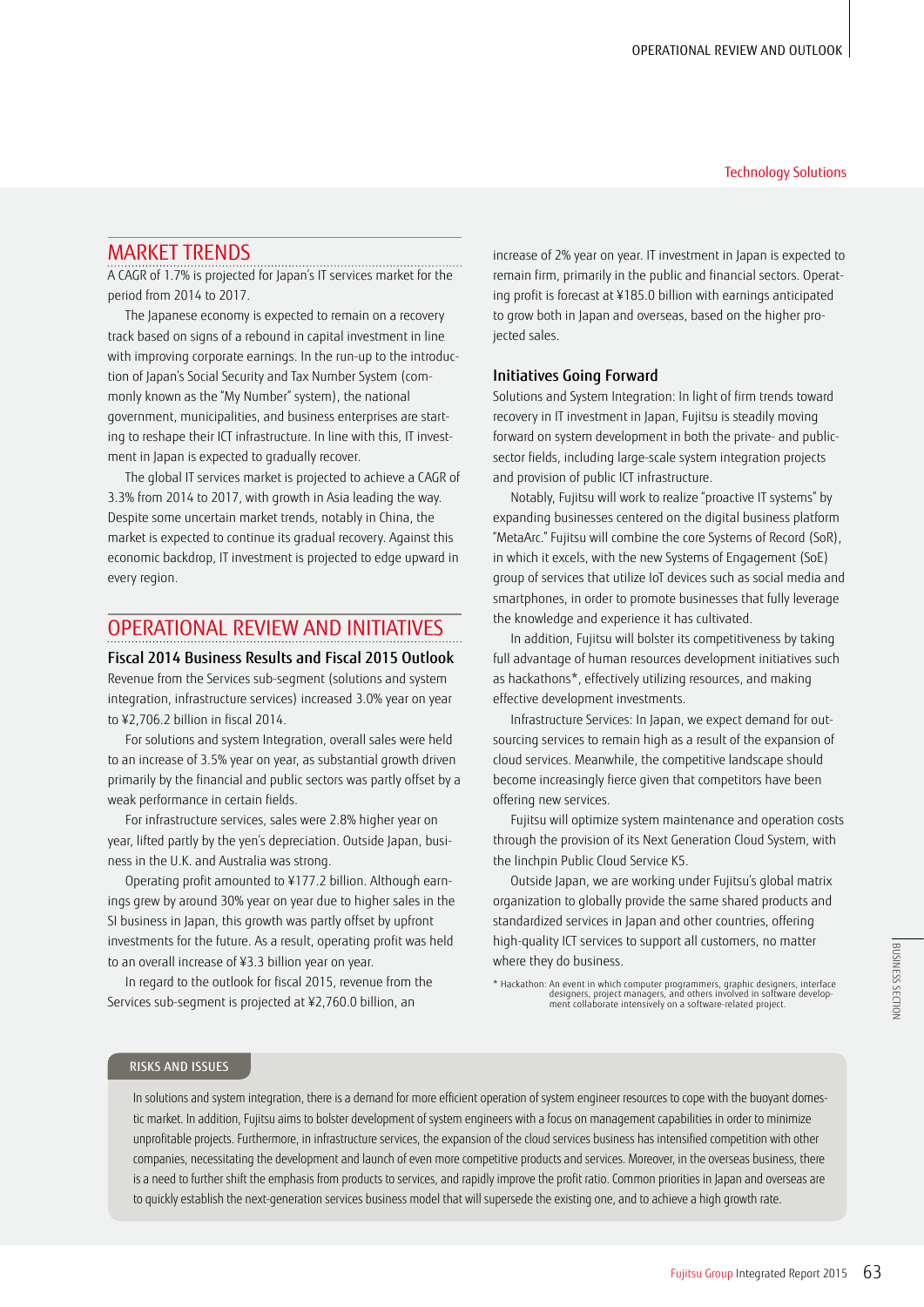## Technology Solutions

## MARKET TRENDS

A CAGR of 1.7% is projected for Japan's IT services market for the period from 2014 to 2017.

The Japanese economy is expected to remain on a recovery track based on signs of a rebound in capital investment in line with improving corporate earnings. In the run-up to the introduction of Japan's Social Security and Tax Number System (commonly known as the "My Number" system), the national government, municipalities, and business enterprises are starting to reshape their ICT infrastructure. In line with this, IT investment in Japan is expected to gradually recover.

The global IT services market is projected to achieve a CAGR of 3.3% from 2014 to 2017, with growth in Asia leading the way. Despite some uncertain market trends, notably in China, the market is expected to continue its gradual recovery. Against this economic backdrop, IT investment is projected to edge upward in every region.

## OPERATIONAL REVIEW AND INITIATIVES

### Fiscal 2014 Business Results and Fiscal 2015 Outlook

Revenue from the Services sub-segment (solutions and system integration, infrastructure services) increased 3.0% year on year to ¥2,706.2 billion in fiscal 2014.

For solutions and system Integration, overall sales were held to an increase of 3.5% year on year, as substantial growth driven primarily by the financial and public sectors was partly offset by a weak performance in certain fields.

For infrastructure services, sales were 2.8% higher year on year, lifted partly by the yen's depreciation. Outside Japan, business in the U.K. and Australia was strong.

Operating profit amounted to ¥177.2 billion. Although earnings grew by around 30% year on year due to higher sales in the SI business in Japan, this growth was partly offset by upfront investments for the future. As a result, operating profit was held to an overall increase of ¥3.3 billion year on year.

In regard to the outlook for fiscal 2015, revenue from the Services sub-segment is projected at ¥2,760.0 billion, an increase of 2% year on year. IT investment in Japan is expected to remain firm, primarily in the public and financial sectors. Operating profit is forecast at ¥185.0 billion with earnings anticipated to grow both in Japan and overseas, based on the higher projected sales.

### Initiatives Going Forward

Solutions and System Integration: In light of firm trends toward recovery in IT investment in Japan, Fujitsu is steadily moving forward on system development in both the private- and public-sector fields, including large-scale system integration projects and provision of public ICT infrastructure.

Notably, Fujitsu will work to realize "proactive IT systems" by expanding businesses centered on the digital business platform "MetaArc." Fujitsu will combine the core Systems of Record (SoR), in which it excels, with the new Systems of Engagement (SoE) group of services that utilize IoT devices such as social media and smartphones, in order to promote businesses that fully leverage the knowledge and experience it has cultivated.

In addition, Fujitsu will bolster its competitiveness by taking full advantage of human resources development initiatives such as hackathons*, effectively utilizing resources, and making effective development investments.

Infrastructure Services: In Japan, we expect demand for outsourcing services to remain high as a result of the expansion of cloud services. Meanwhile, the competitive landscape should become increasingly fierce given that competitors have been offering new services.

Fujitsu will optimize system maintenance and operation costs through the provision of its Next Generation Cloud System, with the linchpin Public Cloud Service K5.

Outside Japan, we are working under Fujitsu's global matrix organization to globally provide the same shared products and standardized services in Japan and other countries, offering high-quality ICT services to support all customers, no matter where they do business.

* Hackathon: An event in which computer programmers, graphic designers, interface designers, project managers, and others involved in software development collaborate intensively on a software-related project.

### RISKS AND ISSUES

In solutions and system integration, there is a demand for more efficient operation of system engineer resources to cope with the buoyant domestic market. In addition, Fujitsu aims to bolster development of system engineers with a focus on management capabilities in order to minimize unprofitable projects. Furthermore, in infrastructure services, the expansion of the cloud services business has intensified competition with other companies, necessitating the development and launch of even more competitive products and services. Moreover, in the overseas business, there is a need to further shift the emphasis from products to services, and rapidly improve the profit ratio. Common priorities in Japan and overseas are to quickly establish the next-generation services business model that will supersede the existing one, and to achieve a high growth rate.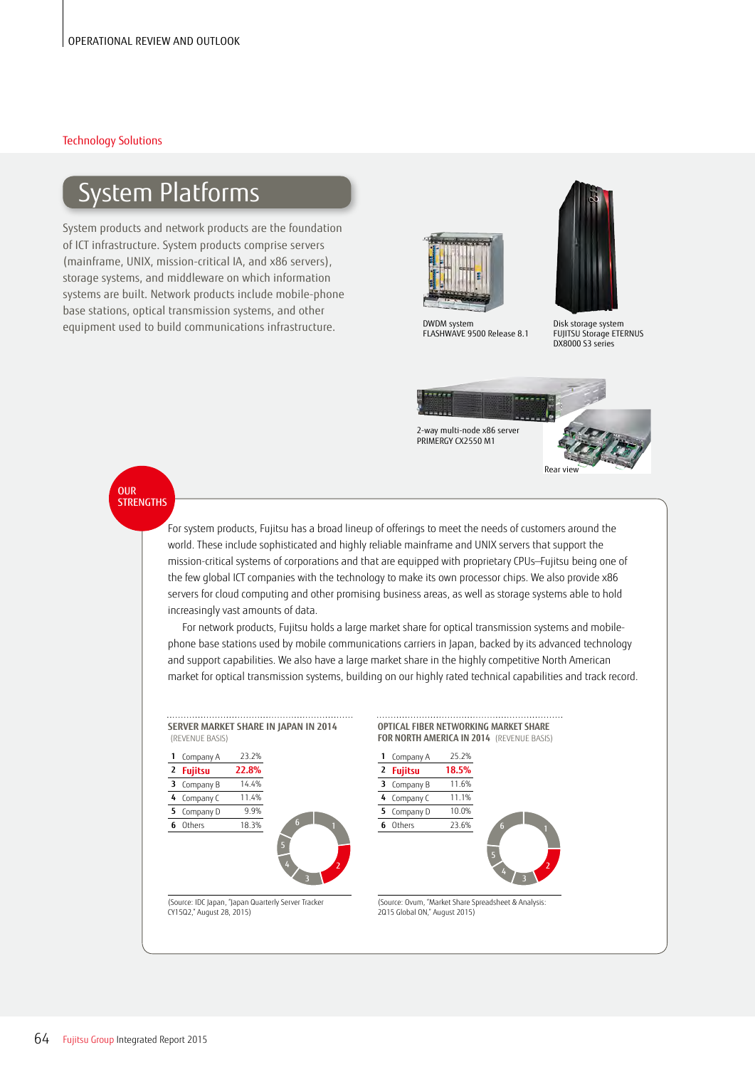OPERATIONAL REVIEW AND OUTLOOK

Technology Solutions

# System Platforms

System products and network products are the foundation of ICT infrastructure. System products comprise servers (mainframe, UNIX, mission-critical IA, and x86 servers), storage systems, and middleware on which information systems are built. Network products include mobile-phone base stations, optical transmission systems, and other equipment used to build communications infrastructure.

DWDM system
FLASHWAVE 9500 Release 8.1

Disk storage system
FUJITSU Storage ETERNUS DX8000 S3 series

2-way multi-node x86 server
PRIMERGY CX2550 M1

Rear view

## OUR STRENGTHS

For system products, Fujitsu has a broad lineup of offerings to meet the needs of customers around the world. These include sophisticated and highly reliable mainframe and UNIX servers that support the mission-critical systems of corporations and that are equipped with proprietary CPUs—Fujitsu being one of the few global ICT companies with the technology to make its own processor chips. We also provide x86 servers for cloud computing and other promising business areas, as well as storage systems able to hold increasingly vast amounts of data.

For network products, Fujitsu holds a large market share for optical transmission systems and mobile-phone base stations used by mobile communications carriers in Japan, backed by its advanced technology and support capabilities. We also have a large market share in the highly competitive North American market for optical transmission systems, building on our highly rated technical capabilities and track record.

### SERVER MARKET SHARE IN JAPAN IN 2014

(REVENUE BASIS)

| | | |
|---|---|---|
| 1 | Company A | 23.2% |
| 2 | **Fujitsu** | **22.8%** |
| 3 | Company B | 14.4% |
| 4 | Company C | 11.4% |
| 5 | Company D | 9.9% |
| 6 | Others | 18.3% |

(Source: IDC Japan, "Japan Quarterly Server Tracker CY15Q2," August 28, 2015)

### OPTICAL FIBER NETWORKING MARKET SHARE FOR NORTH AMERICA IN 2014

(REVENUE BASIS)

| | | |
|---|---|---|
| 1 | Company A | 25.2% |
| 2 | **Fujitsu** | **18.5%** |
| 3 | Company B | 11.6% |
| 4 | Company C | 11.1% |
| 5 | Company D | 10.0% |
| 6 | Others | 23.6% |

(Source: Ovum, "Market Share Spreadsheet & Analysis: 2Q15 Global ON," August 2015)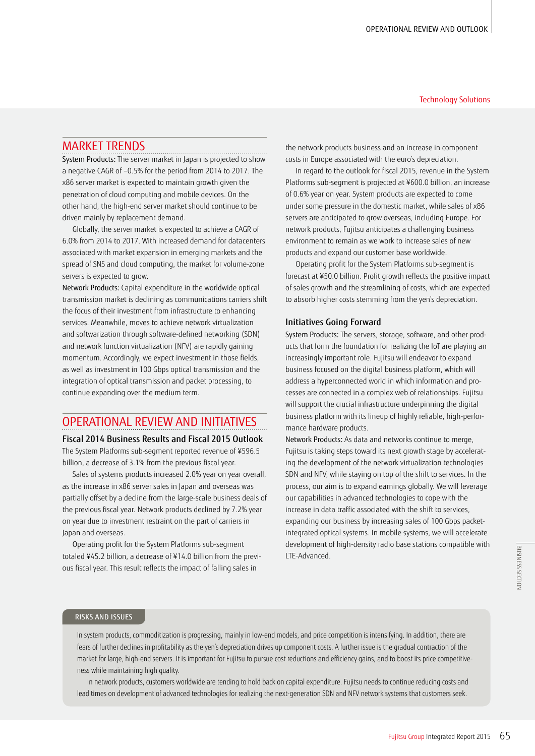## MARKET TRENDS

**System Products:** The server market in Japan is projected to show a negative CAGR of −0.5% for the period from 2014 to 2017. The x86 server market is expected to maintain growth given the penetration of cloud computing and mobile devices. On the other hand, the high-end server market should continue to be driven mainly by replacement demand.

Globally, the server market is expected to achieve a CAGR of 6.0% from 2014 to 2017. With increased demand for datacenters associated with market expansion in emerging markets and the spread of SNS and cloud computing, the market for volume-zone servers is expected to grow.

**Network Products:** Capital expenditure in the worldwide optical transmission market is declining as communications carriers shift the focus of their investment from infrastructure to enhancing services. Meanwhile, moves to achieve network virtualization and softwarization through software-defined networking (SDN) and network function virtualization (NFV) are rapidly gaining momentum. Accordingly, we expect investment in those fields, as well as investment in 100 Gbps optical transmission and the integration of optical transmission and packet processing, to continue expanding over the medium term.

## OPERATIONAL REVIEW AND INITIATIVES

### Fiscal 2014 Business Results and Fiscal 2015 Outlook

The System Platforms sub-segment reported revenue of ¥596.5 billion, a decrease of 3.1% from the previous fiscal year.

Sales of systems products increased 2.0% year on year overall, as the increase in x86 server sales in Japan and overseas was partially offset by a decline from the large-scale business deals of the previous fiscal year. Network products declined by 7.2% year on year due to investment restraint on the part of carriers in Japan and overseas.

Operating profit for the System Platforms sub-segment totaled ¥45.2 billion, a decrease of ¥14.0 billion from the previous fiscal year. This result reflects the impact of falling sales in the network products business and an increase in component costs in Europe associated with the euro's depreciation.

In regard to the outlook for fiscal 2015, revenue in the System Platforms sub-segment is projected at ¥600.0 billion, an increase of 0.6% year on year. System products are expected to come under some pressure in the domestic market, while sales of x86 servers are anticipated to grow overseas, including Europe. For network products, Fujitsu anticipates a challenging business environment to remain as we work to increase sales of new products and expand our customer base worldwide.

Operating profit for the System Platforms sub-segment is forecast at ¥50.0 billion. Profit growth reflects the positive impact of sales growth and the streamlining of costs, which are expected to absorb higher costs stemming from the yen's depreciation.

### Initiatives Going Forward

**System Products:** The servers, storage, software, and other products that form the foundation for realizing the IoT are playing an increasingly important role. Fujitsu will endeavor to expand business focused on the digital business platform, which will address a hyperconnected world in which information and processes are connected in a complex web of relationships. Fujitsu will support the crucial infrastructure underpinning the digital business platform with its lineup of highly reliable, high-performance hardware products.

**Network Products:** As data and networks continue to merge, Fujitsu is taking steps toward its next growth stage by accelerating the development of the network virtualization technologies SDN and NFV, while staying on top of the shift to services. In the process, our aim is to expand earnings globally. We will leverage our capabilities in advanced technologies to cope with the increase in data traffic associated with the shift to services, expanding our business by increasing sales of 100 Gbps packet-integrated optical systems. In mobile systems, we will accelerate development of high-density radio base stations compatible with LTE-Advanced.

### RISKS AND ISSUES

In system products, commoditization is progressing, mainly in low-end models, and price competition is intensifying. In addition, there are fears of further declines in profitability as the yen's depreciation drives up component costs. A further issue is the gradual contraction of the market for large, high-end servers. It is important for Fujitsu to pursue cost reductions and efficiency gains, and to boost its price competitiveness while maintaining high quality.

In network products, customers worldwide are tending to hold back on capital expenditure. Fujitsu needs to continue reducing costs and lead times on development of advanced technologies for realizing the next-generation SDN and NFV network systems that customers seek.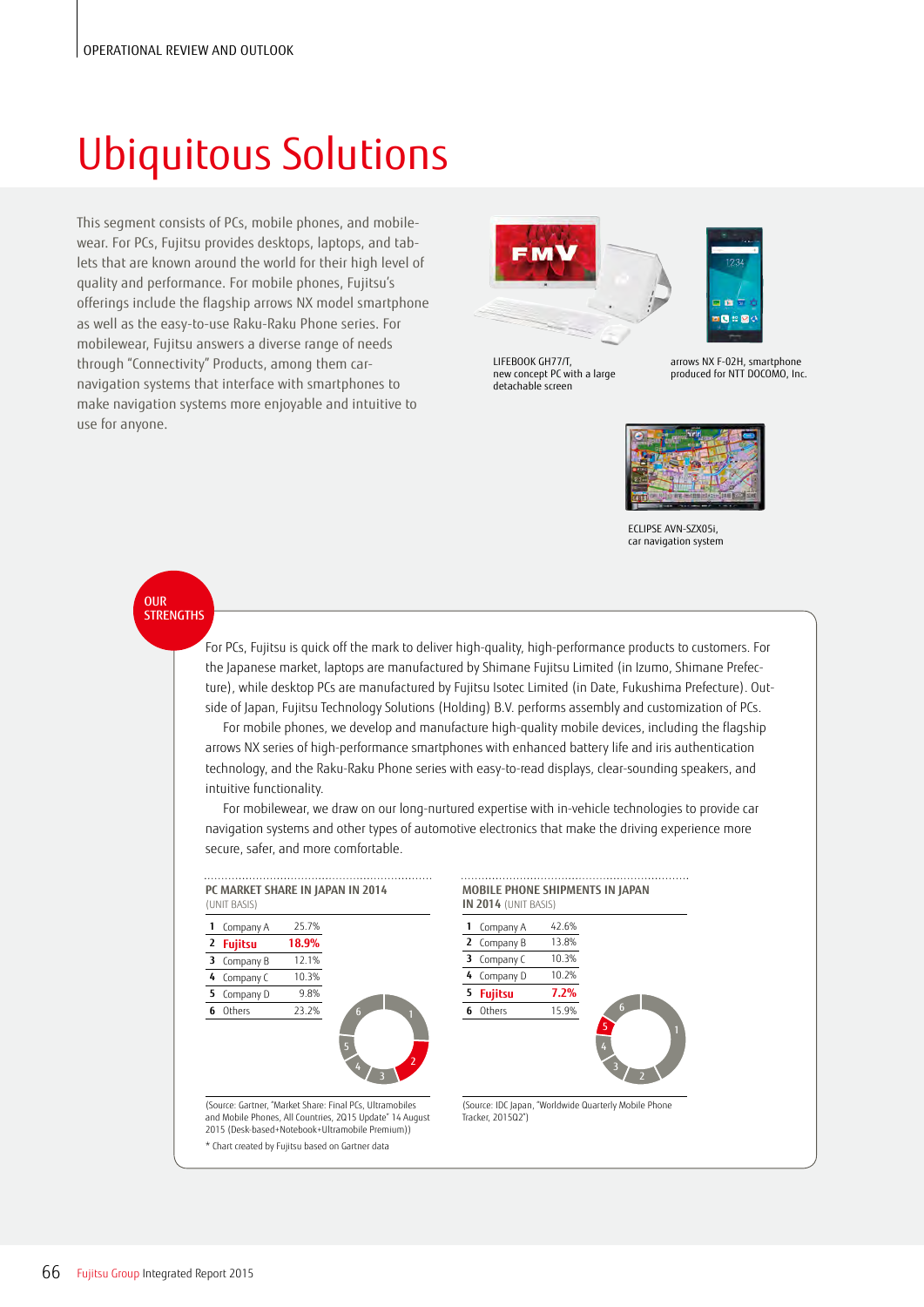OPERATIONAL REVIEW AND OUTLOOK

# Ubiquitous Solutions

This segment consists of PCs, mobile phones, and mobilewear. For PCs, Fujitsu provides desktops, laptops, and tablets that are known around the world for their high level of quality and performance. For mobile phones, Fujitsu's offerings include the flagship arrows NX model smartphone as well as the easy-to-use Raku-Raku Phone series. For mobilewear, Fujitsu answers a diverse range of needs through "Connectivity" Products, among them car-navigation systems that interface with smartphones to make navigation systems more enjoyable and intuitive to use for anyone.

LIFEBOOK GH77/T, new concept PC with a large detachable screen

arrows NX F-02H, smartphone produced for NTT DOCOMO, Inc.

ECLIPSE AVN-SZX05i, car navigation system

## OUR STRENGTHS

For PCs, Fujitsu is quick off the mark to deliver high-quality, high-performance products to customers. For the Japanese market, laptops are manufactured by Shimane Fujitsu Limited (in Izumo, Shimane Prefecture), while desktop PCs are manufactured by Fujitsu Isotec Limited (in Date, Fukushima Prefecture). Outside of Japan, Fujitsu Technology Solutions (Holding) B.V. performs assembly and customization of PCs.

For mobile phones, we develop and manufacture high-quality mobile devices, including the flagship arrows NX series of high-performance smartphones with enhanced battery life and iris authentication technology, and the Raku-Raku Phone series with easy-to-read displays, clear-sounding speakers, and intuitive functionality.

For mobilewear, we draw on our long-nurtured expertise with in-vehicle technologies to provide car navigation systems and other types of automotive electronics that make the driving experience more secure, safer, and more comfortable.

### PC MARKET SHARE IN JAPAN IN 2014
(UNIT BASIS)

| | | |
|---|---|---|
| 1 | Company A | 25.7% |
| 2 | **Fujitsu** | **18.9%** |
| 3 | Company B | 12.1% |
| 4 | Company C | 10.3% |
| 5 | Company D | 9.8% |
| 6 | Others | 23.2% |

(Source: Gartner, "Market Share: Final PCs, Ultramobiles and Mobile Phones, All Countries, 2Q15 Update" 14 August 2015 (Desk-based+Notebook+Ultramobile Premium))

* Chart created by Fujitsu based on Gartner data

### MOBILE PHONE SHIPMENTS IN JAPAN IN 2014
(UNIT BASIS)

| | | |
|---|---|---|
| 1 | Company A | 42.6% |
| 2 | Company B | 13.8% |
| 3 | Company C | 10.3% |
| 4 | Company D | 10.2% |
| 5 | **Fujitsu** | **7.2%** |
| 6 | Others | 15.9% |

(Source: IDC Japan, "Worldwide Quarterly Mobile Phone Tracker, 2015Q2")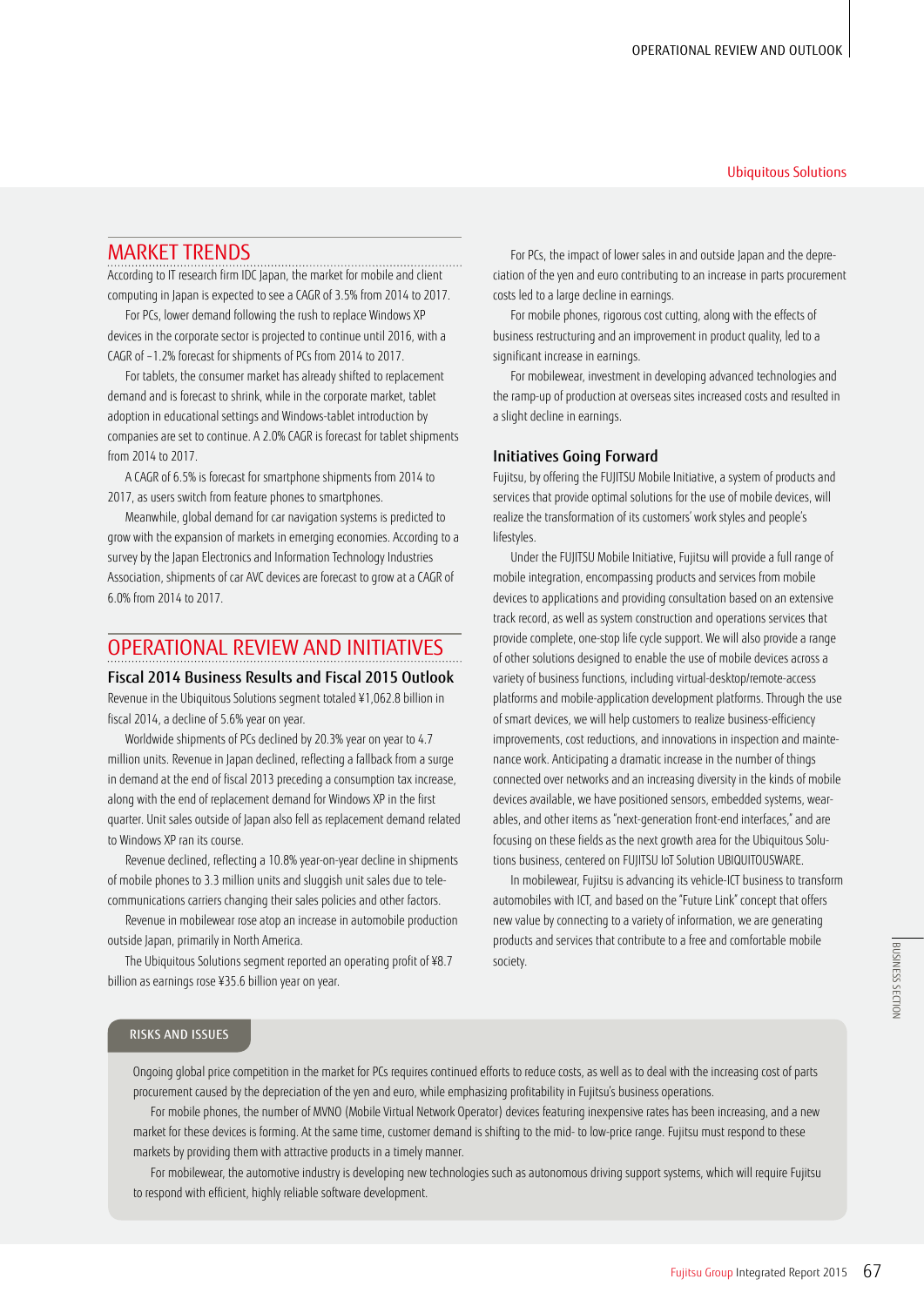## MARKET TRENDS

According to IT research firm IDC Japan, the market for mobile and client computing in Japan is expected to see a CAGR of 3.5% from 2014 to 2017.

For PCs, lower demand following the rush to replace Windows XP devices in the corporate sector is projected to continue until 2016, with a CAGR of −1.2% forecast for shipments of PCs from 2014 to 2017.

For tablets, the consumer market has already shifted to replacement demand and is forecast to shrink, while in the corporate market, tablet adoption in educational settings and Windows-tablet introduction by companies are set to continue. A 2.0% CAGR is forecast for tablet shipments from 2014 to 2017.

A CAGR of 6.5% is forecast for smartphone shipments from 2014 to 2017, as users switch from feature phones to smartphones.

Meanwhile, global demand for car navigation systems is predicted to grow with the expansion of markets in emerging economies. According to a survey by the Japan Electronics and Information Technology Industries Association, shipments of car AVC devices are forecast to grow at a CAGR of 6.0% from 2014 to 2017.

## OPERATIONAL REVIEW AND INITIATIVES

### Fiscal 2014 Business Results and Fiscal 2015 Outlook

Revenue in the Ubiquitous Solutions segment totaled ¥1,062.8 billion in fiscal 2014, a decline of 5.6% year on year.

Worldwide shipments of PCs declined by 20.3% year on year to 4.7 million units. Revenue in Japan declined, reflecting a fallback from a surge in demand at the end of fiscal 2013 preceding a consumption tax increase, along with the end of replacement demand for Windows XP in the first quarter. Unit sales outside of Japan also fell as replacement demand related to Windows XP ran its course.

Revenue declined, reflecting a 10.8% year-on-year decline in shipments of mobile phones to 3.3 million units and sluggish unit sales due to telecommunications carriers changing their sales policies and other factors.

Revenue in mobilewear rose atop an increase in automobile production outside Japan, primarily in North America.

The Ubiquitous Solutions segment reported an operating profit of ¥8.7 billion as earnings rose ¥35.6 billion year on year.

For PCs, the impact of lower sales in and outside Japan and the depreciation of the yen and euro contributing to an increase in parts procurement costs led to a large decline in earnings.

For mobile phones, rigorous cost cutting, along with the effects of business restructuring and an improvement in product quality, led to a significant increase in earnings.

For mobilewear, investment in developing advanced technologies and the ramp-up of production at overseas sites increased costs and resulted in a slight decline in earnings.

### Initiatives Going Forward

Fujitsu, by offering the FUJITSU Mobile Initiative, a system of products and services that provide optimal solutions for the use of mobile devices, will realize the transformation of its customers' work styles and people's lifestyles.

Under the FUJITSU Mobile Initiative, Fujitsu will provide a full range of mobile integration, encompassing products and services from mobile devices to applications and providing consultation based on an extensive track record, as well as system construction and operations services that provide complete, one-stop life cycle support. We will also provide a range of other solutions designed to enable the use of mobile devices across a variety of business functions, including virtual-desktop/remote-access platforms and mobile-application development platforms. Through the use of smart devices, we will help customers to realize business-efficiency improvements, cost reductions, and innovations in inspection and maintenance work. Anticipating a dramatic increase in the number of things connected over networks and an increasing diversity in the kinds of mobile devices available, we have positioned sensors, embedded systems, wearables, and other items as "next-generation front-end interfaces," and are focusing on these fields as the next growth area for the Ubiquitous Solutions business, centered on FUJITSU IoT Solution UBIQUITOUSWARE.

In mobilewear, Fujitsu is advancing its vehicle-ICT business to transform automobiles with ICT, and based on the "Future Link" concept that offers new value by connecting to a variety of information, we are generating products and services that contribute to a free and comfortable mobile society.

### RISKS AND ISSUES

Ongoing global price competition in the market for PCs requires continued efforts to reduce costs, as well as to deal with the increasing cost of parts procurement caused by the depreciation of the yen and euro, while emphasizing profitability in Fujitsu's business operations.

For mobile phones, the number of MVNO (Mobile Virtual Network Operator) devices featuring inexpensive rates has been increasing, and a new market for these devices is forming. At the same time, customer demand is shifting to the mid- to low-price range. Fujitsu must respond to these markets by providing them with attractive products in a timely manner.

For mobilewear, the automotive industry is developing new technologies such as autonomous driving support systems, which will require Fujitsu to respond with efficient, highly reliable software development.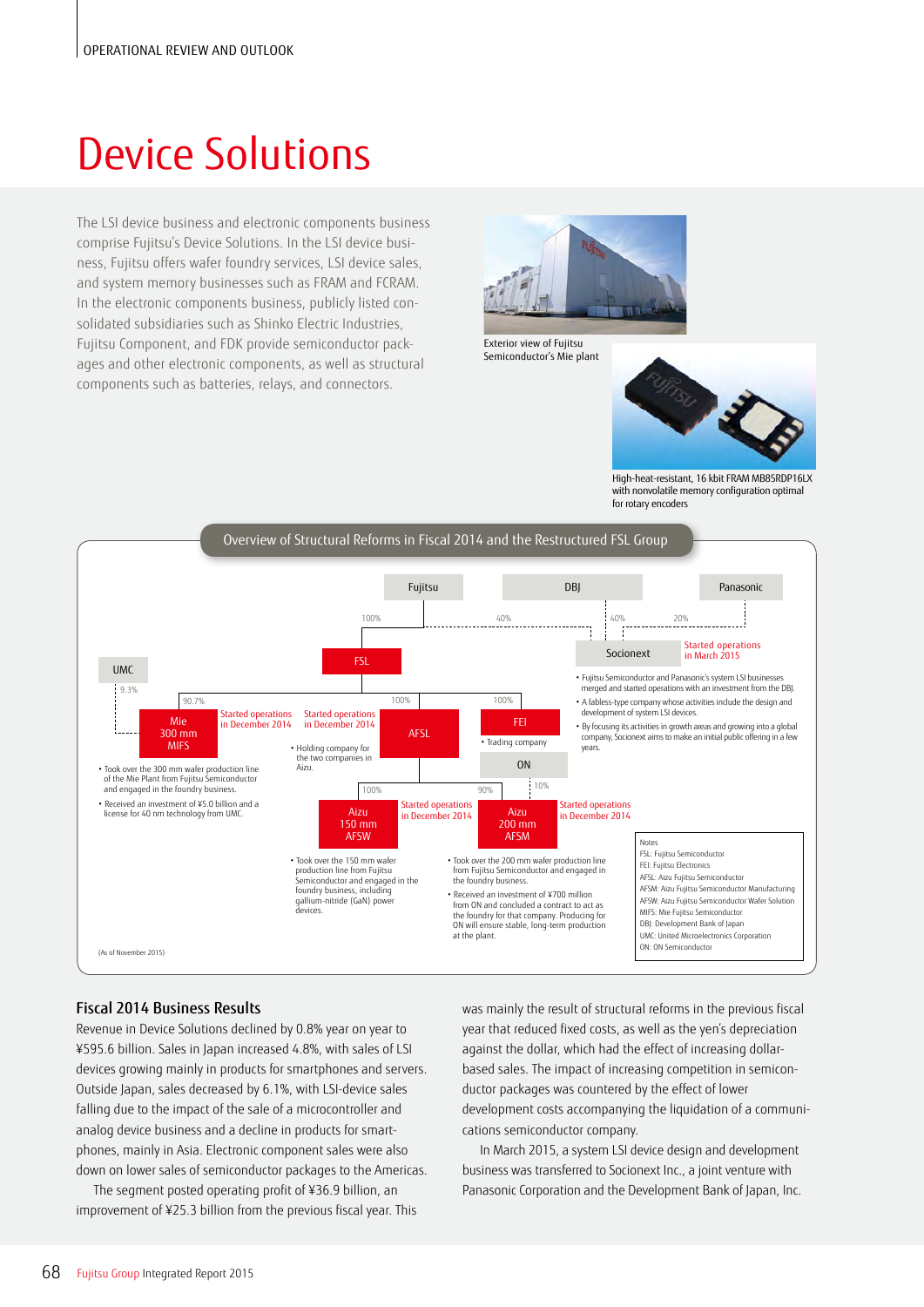# Device Solutions

The LSI device business and electronic components business comprise Fujitsu's Device Solutions. In the LSI device business, Fujitsu offers wafer foundry services, LSI device sales, and system memory businesses such as FRAM and FCRAM. In the electronic components business, publicly listed consolidated subsidiaries such as Shinko Electric Industries, Fujitsu Component, and FDK provide semiconductor packages and other electronic components, as well as structural components such as batteries, relays, and connectors.

Exterior view of Fujitsu Semiconductor's Mie plant

High-heat-resistant, 16 kbit FRAM MB85RDP16LX with nonvolatile memory configuration optimal for rotary encoders

## Overview of Structural Reforms in Fiscal 2014 and the Restructured FSL Group

Fujitsu
DBJ
Panasonic
100%
40%
40%
20%
FSL
Socionext
Started operations in March 2015
UMC
9.3%
90.7%
100%
100%
Mie 300 mm MIFS
Started operations in December 2014
Started operations in December 2014
AFSL
FEI
ON
100%
90%
10%
Aizu 150 mm AFSW
Started operations in December 2014
Aizu 200 mm AFSM
Started operations in December 2014

- Fujitsu Semiconductor and Panasonic's system LSI businesses merged and started operations with an investment from the DBJ.
- A fabless-type company whose activities include the design and development of system LSI devices.
- By focusing its activities in growth areas and growing into a global company, Socionext aims to make an initial public offering in a few years.

- Trading company

- Holding company for the two companies in Aizu.

- Took over the 300 mm wafer production line of the Mie Plant from Fujitsu Semiconductor and engaged in the foundry business.
- Received an investment of ¥5.0 billion and a license for 40 nm technology from UMC.

- Took over the 150 mm wafer production line from Fujitsu Semiconductor and engaged in the foundry business, including gallium-nitride (GaN) power devices.

- Took over the 200 mm wafer production line from Fujitsu Semiconductor and engaged in the foundry business.
- Received an investment of ¥700 million from ON and concluded a contract to act as the foundry for that company. Producing for ON will ensure stable, long-term production at the plant.

Notes
FSL: Fujitsu Semiconductor
FEI: Fujitsu Electronics
AFSL: Aizu Fujitsu Semiconductor
AFSM: Aizu Fujitsu Semiconductor Manufacturing
AFSW: Aizu Fujitsu Semiconductor Wafer Solution
MIFS: Mie Fujitsu Semiconductor
DBJ: Development Bank of Japan
UMC: United Microelectronics Corporation
ON: ON Semiconductor

(As of November 2015)

### Fiscal 2014 Business Results

Revenue in Device Solutions declined by 0.8% year on year to ¥595.6 billion. Sales in Japan increased 4.8%, with sales of LSI devices growing mainly in products for smartphones and servers. Outside Japan, sales decreased by 6.1%, with LSI-device sales falling due to the impact of the sale of a microcontroller and analog device business and a decline in products for smartphones, mainly in Asia. Electronic component sales were also down on lower sales of semiconductor packages to the Americas.

The segment posted operating profit of ¥36.9 billion, an improvement of ¥25.3 billion from the previous fiscal year. This was mainly the result of structural reforms in the previous fiscal year that reduced fixed costs, as well as the yen's depreciation against the dollar, which had the effect of increasing dollar-based sales. The impact of increasing competition in semiconductor packages was countered by the effect of lower development costs accompanying the liquidation of a communications semiconductor company.

In March 2015, a system LSI device design and development business was transferred to Socionext Inc., a joint venture with Panasonic Corporation and the Development Bank of Japan, Inc.